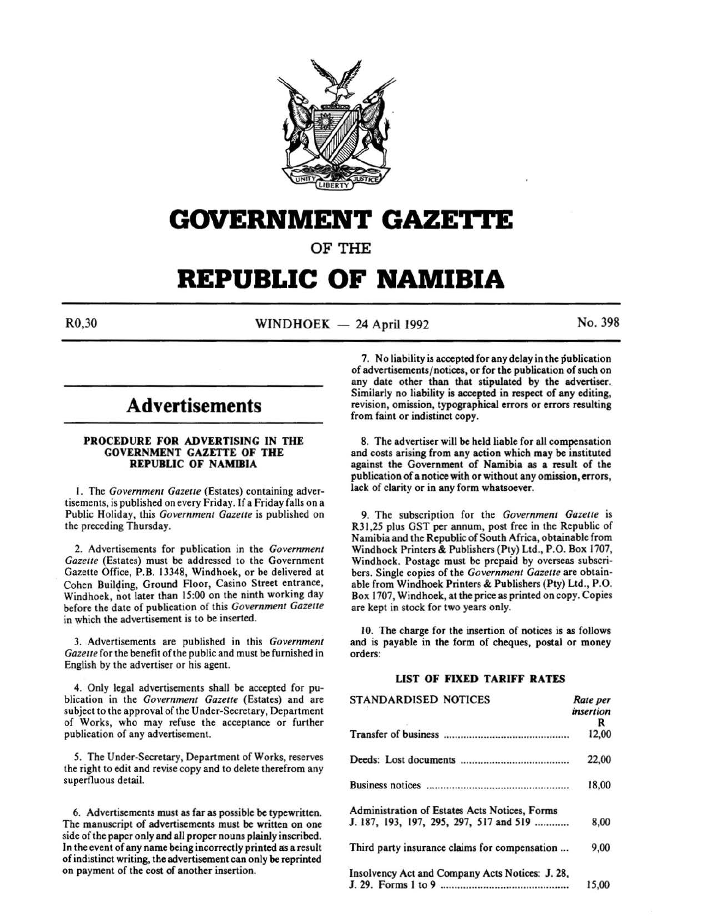# GOVERNMENT GAZETTE

OF THE

# REPUBLIC OF NAMIBIA

R0,30 WINDHOEK — 24 April 1992 No. 398

## Advertisements

### PROCEDURE FOR ADVERTISING IN THE GOVERNMENT GAZETTE OF THE REPUBLIC OF NAMIBIA

1. The *Government Gazette* (Estates) containing advertisements, is published on every Friday. If a Friday falls on a Public Holiday, this *Government Gazette* is published on the preceding Thursday.

2. Advertisements for publication in the *Government Gazette* (Estates) must be addressed to the Government Gazette Office, P.B. 13348, Windhoek, or be delivered at Cohen Building, Ground Floor, Casino Street entrance, Windhoek, not later than 15:00 on the ninth working day before the date of publication of this *Government Gazette* in which the advertisement is to be inserted.

3. Advertisements are published in this *Government Gazette* for the benefit of the public and must be furnished in English by the advertiser or his agent.

4. Only legal advertisements shall be accepted for publication in the *Government Gazette* (Estates) and are subject to the approval of the Under-Secretary, Department of Works, who may refuse the acceptance or further publication of any advertisement.

5. The Under-Secretary, Department of Works, reserves the right to edit and revise copy and to delete therefrom any superfluous detail.

6. Advertisements must as far as possible be typewritten. The manuscript of advertisements must be written on one side of the paper only and all proper nouns plainly inscribed. In the event of any name being incorrectly printed as a result of indistinct writing, the advertisement can only be reprinted on payment of the cost of another insertion.

7. No liability is accepted for any delay in the publication of advertisements/notices, or for the publication of such on any date other than that stipulated by the advertiser. Similarly no liability is accepted in respect of any editing, revision, omission, typographical errors or errors resulting from faint or indistinct copy.

8. The advertiser will be held liable for all compensation and costs arising from any action which may be instituted against the Government of Namibia as a result of the publication of a notice with or without any omission, errors, lack of clarity or in any form whatsoever.

9. The subscription for the *Government Gazette* is R31,25 plus GST per annum, post free in the Republic of Namibia and the Republic of South Africa, obtainable from Windhoek Printers & Publishers (Pty) Ltd., P.O. Box 1707, Windhoek. Postage must be prepaid by overseas subscribers. Single copies of the *Government Gazette* are obtainable from Windhoek Printers & Publishers (Pty) Ltd., P.O. Box 1707, Windhoek, at the price as printed on copy. Copies are kept in stock for two years only.

10. The charge for the insertion of notices is as follows and is payable in the form of cheques, postal or money orders:

### LIST OF FIXED TARIFF RATES

| STANDARDISED NOTICES | *Rate per insertion* R |
|---|---|
| Transfer of business | 12,00 |
| Deeds: Lost documents | 22,00 |
| Business notices | 18,00 |
| Administration of Estates Acts Notices, Forms J. 187, 193, 197, 295, 297, 517 and 519 | 8,00 |
| Third party insurance claims for compensation ... | 9,00 |
| Insolvency Act and Company Acts Notices: J. 28, J. 29. Forms 1 to 9 | 15,00 |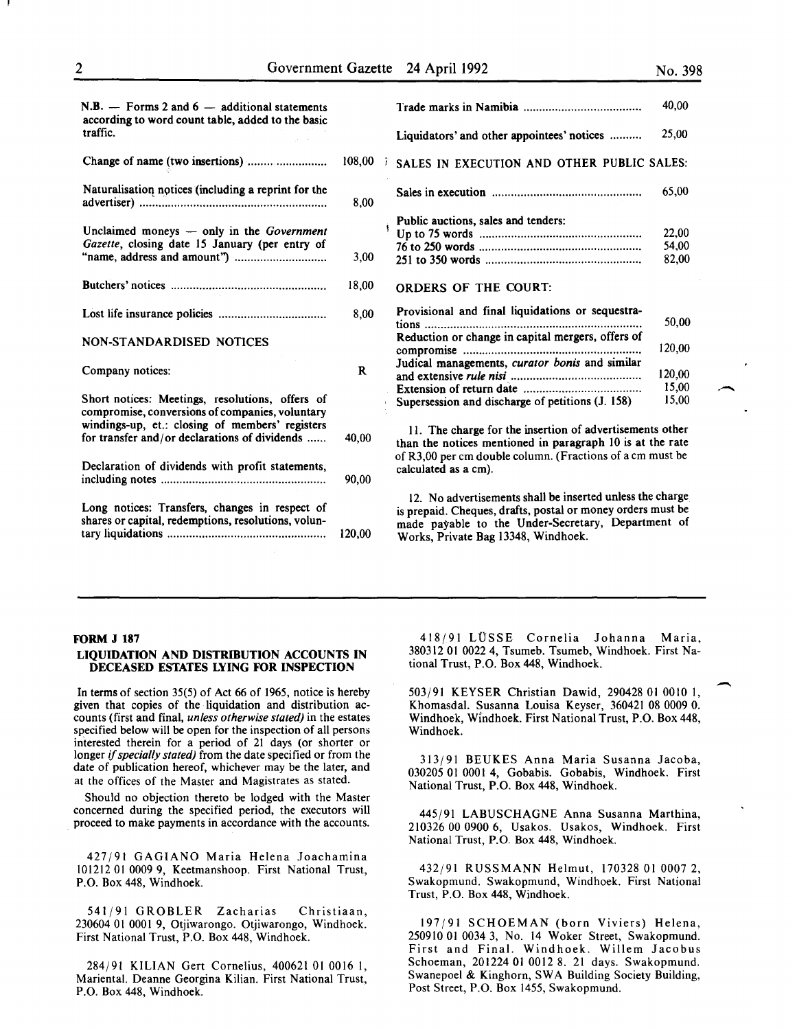N.B. — Forms 2 and 6 — additional statements according to word count table, added to the basic traffic.

| | |
|---|---|
| Change of name (two insertions) | 108,00 |
| Naturalisation notices (including a reprint for the advertiser) | 8,00 |
| Unclaimed moneys — only in the *Government Gazette*, closing date 15 January (per entry of "name, address and amount") | 3,00 |
| Butchers' notices | 18,00 |
| Lost life insurance policies | 8,00 |

NON-STANDARDISED NOTICES

| | |
|---|---|
| Company notices: | R |
| Short notices: Meetings, resolutions, offers of compromise, conversions of companies, voluntary windings-up, et.: closing of members' registers for transfer and/or declarations of dividends | 40,00 |
| Declaration of dividends with profit statements, including notes | 90,00 |
| Long notices: Transfers, changes in respect of shares or capital, redemptions, resolutions, voluntary liquidations | 120,00 |
| Trade marks in Namibia | 40,00 |
| Liquidators' and other appointees' notices | 25,00 |

SALES IN EXECUTION AND OTHER PUBLIC SALES:

| | |
|---|---|
| Sales in execution | 65,00 |
| Public auctions, sales and tenders: | |
| Up to 75 words | 22,00 |
| 76 to 250 words | 54,00 |
| 251 to 350 words | 82,00 |

ORDERS OF THE COURT:

| | |
|---|---|
| Provisional and final liquidations or sequestrations | 50,00 |
| Reduction or change in capital mergers, offers of compromise | 120,00 |
| Judical managements, *curator bonis* and similar and extensive *rule nisi* | 120,00 |
| Extension of return date | 15,00 |
| Supersession and discharge of petitions (J. 158) | 15,00 |

11. The charge for the insertion of advertisements other than the notices mentioned in paragraph 10 is at the rate of R3,00 per cm double column. (Fractions of a cm must be calculated as a cm).

12. No advertisements shall be inserted unless the charge is prepaid. Cheques, drafts, postal or money orders must be made payable to the Under-Secretary, Department of Works, Private Bag 13348, Windhoek.

---

**FORM J 187**

**LIQUIDATION AND DISTRIBUTION ACCOUNTS IN DECEASED ESTATES LYING FOR INSPECTION**

In terms of section 35(5) of Act 66 of 1965, notice is hereby given that copies of the liquidation and distribution accounts (first and final, *unless otherwise stated)* in the estates specified below will be open for the inspection of all persons interested therein for a period of 21 days (or shorter or longer *if specially stated)* from the date specified or from the date of publication hereof, whichever may be the later, and at the offices of the Master and Magistrates as stated.

Should no objection thereto be lodged with the Master concerned during the specified period, the executors will proceed to make payments in accordance with the accounts.

427/91 GAGIANO Maria Helena Joachamina 101212 01 0009 9, Keetmanshoop. First National Trust, P.O. Box 448, Windhoek.

541/91 GROBLER Zacharias Christiaan, 230604 01 0001 9, Otjiwarongo. Otjiwarongo, Windhoek. First National Trust, P.O. Box 448, Windhoek.

284/91 KILIAN Gert Cornelius, 400621 01 0016 1, Mariental. Deanne Georgina Kilian. First National Trust, P.O. Box 448, Windhoek.

418/91 LÜSSE Cornelia Johanna Maria, 380312 01 0022 4, Tsumeb. Tsumeb, Windhoek. First National Trust, P.O. Box 448, Windhoek.

503/91 KEYSER Christian Dawid, 290428 01 0010 1, Khomasdal. Susanna Louisa Keyser, 360421 08 0009 0. Windhoek, Windhoek. First National Trust, P.O. Box 448, Windhoek.

313/91 BEUKES Anna Maria Susanna Jacoba, 030205 01 0001 4, Gobabis. Gobabis, Windhoek. First National Trust, P.O. Box 448, Windhoek.

445/91 LABUSCHAGNE Anna Susanna Marthina, 210326 00 0900 6, Usakos. Usakos, Windhoek. First National Trust, P.O. Box 448, Windhoek.

432/91 RUSSMANN Helmut, 170328 01 0007 2, Swakopmund. Swakopmund, Windhoek. First National Trust, P.O. Box 448, Windhoek.

197/91 SCHOEMAN (born Viviers) Helena, 250910 01 0034 3, No. 14 Woker Street, Swakopmund. First and Final. Windhoek. Willem Jacobus Schoeman, 201224 01 0012 8. 21 days. Swakopmund. Swanepoel & Kinghorn, SWA Building Society Building, Post Street, P.O. Box 1455, Swakopmund.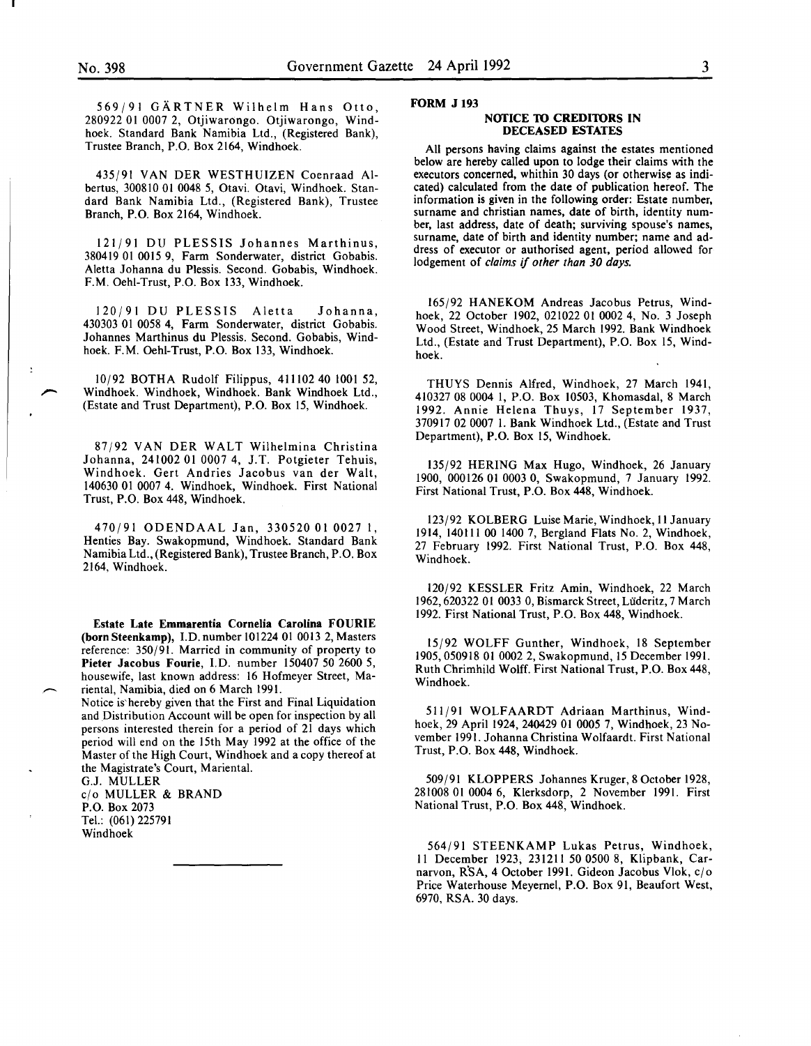569/91 GÄRTNER Wilhelm Hans Otto, 280922 01 0007 2, Otjiwarongo. Otjiwarongo, Windhoek. Standard Bank Namibia Ltd., (Registered Bank), Trustee Branch, P.O. Box 2164, Windhoek.

435/91 VAN DER WESTHUIZEN Coenraad Albertus, 300810 01 0048 5, Otavi. Otavi, Windhoek. Standard Bank Namibia Ltd., (Registered Bank), Trustee Branch, P.O. Box 2164, Windhoek.

121/91 DU PLESSIS Johannes Marthinus, 380419 01 0015 9, Farm Sonderwater, district Gobabis. Aletta Johanna du Plessis. Second. Gobabis, Windhoek. F.M. Oehl-Trust, P.O. Box 133, Windhoek.

120/91 DU PLESSIS Aletta Johanna, 430303 01 0058 4, Farm Sonderwater, district Gobabis. Johannes Marthinus du Plessis. Second. Gobabis, Windhoek. F.M. Oehl-Trust, P.O. Box 133, Windhoek.

10/92 BOTHA Rudolf Filippus, 411102 40 1001 52, Windhoek. Windhoek, Windhoek. Bank Windhoek Ltd., (Estate and Trust Department), P.O. Box 15, Windhoek.

87/92 VAN DER WALT Wilhelmina Christina Johanna, 241002 01 0007 4, J.T. Potgieter Tehuis, Windhoek. Gert Andries Jacobus van der Walt, 140630 01 0007 4. Windhoek, Windhoek. First National Trust, P.O. Box 448, Windhoek.

470/91 ODENDAAL Jan, 330520 01 0027 1, Henties Bay. Swakopmund, Windhoek. Standard Bank Namibia Ltd., (Registered Bank), Trustee Branch, P.O. Box 2164, Windhoek.

**Estate Late Emmarentia Cornelia Carolina FOURIE (born Steenkamp),** I.D. number 101224 01 0013 2, Masters reference: 350/91. Married in community of property to **Pieter Jacobus Fourie**, I.D. number 150407 50 2600 5, housewife, last known address: 16 Hofmeyer Street, Mariental, Namibia, died on 6 March 1991.

Notice is hereby given that the First and Final Liquidation and Distribution Account will be open for inspection by all persons interested therein for a period of 21 days which period will end on the 15th May 1992 at the office of the Master of the High Court, Windhoek and a copy thereof at the Magistrate's Court, Mariental.

G.J. MULLER
c/o MULLER & BRAND
P.O. Box 2073
Tel.: (061) 225791
Windhoek

---

**FORM J 193**

## NOTICE TO CREDITORS IN DECEASED ESTATES

All persons having claims against the estates mentioned below are hereby called upon to lodge their claims with the executors concerned, whithin 30 days (or otherwise as indicated) calculated from the date of publication hereof. The information is given in the following order: Estate number, surname and christian names, date of birth, identity number, last address, date of death; surviving spouse's names, surname, date of birth and identity number; name and address of executor or authorised agent, period allowed for lodgement of *claims if other than 30 days.*

165/92 HANEKOM Andreas Jacobus Petrus, Windhoek, 22 October 1902, 021022 01 0002 4, No. 3 Joseph Wood Street, Windhoek, 25 March 1992. Bank Windhoek Ltd., (Estate and Trust Department), P.O. Box 15, Windhoek.

THUYS Dennis Alfred, Windhoek, 27 March 1941, 410327 08 0004 1, P.O. Box 10503, Khomasdal, 8 March 1992. Annie Helena Thuys, 17 September 1937, 370917 02 0007 1. Bank Windhoek Ltd., (Estate and Trust Department), P.O. Box 15, Windhoek.

135/92 HERING Max Hugo, Windhoek, 26 January 1900, 000126 01 0003 0, Swakopmund, 7 January 1992. First National Trust, P.O. Box 448, Windhoek.

123/92 KOLBERG Luise Marie, Windhoek, 11 January 1914, 140111 00 1400 7, Bergland Flats No. 2, Windhoek, 27 February 1992. First National Trust, P.O. Box 448, Windhoek.

120/92 KESSLER Fritz Amin, Windhoek, 22 March 1962, 620322 01 0033 0, Bismarck Street, Lüderitz, 7 March 1992. First National Trust, P.O. Box 448, Windhoek.

15/92 WOLFF Gunther, Windhoek, 18 September 1905, 050918 01 0002 2, Swakopmund, 15 December 1991. Ruth Chrimhild Wolff. First National Trust, P.O. Box 448, Windhoek.

511/91 WOLFAARDT Adriaan Marthinus, Windhoek, 29 April 1924, 240429 01 0005 7, Windhoek, 23 November 1991. Johanna Christina Wolfaardt. First National Trust, P.O. Box 448, Windhoek.

509/91 KLOPPERS Johannes Kruger, 8 October 1928, 281008 01 0004 6, Klerksdorp, 2 November 1991. First National Trust, P.O. Box 448, Windhoek.

564/91 STEENKAMP Lukas Petrus, Windhoek, 11 December 1923, 231211 50 0500 8, Klipbank, Carnarvon, RSA, 4 October 1991. Gideon Jacobus Vlok, c/o Price Waterhouse Meyernel, P.O. Box 91, Beaufort West, 6970, RSA. 30 days.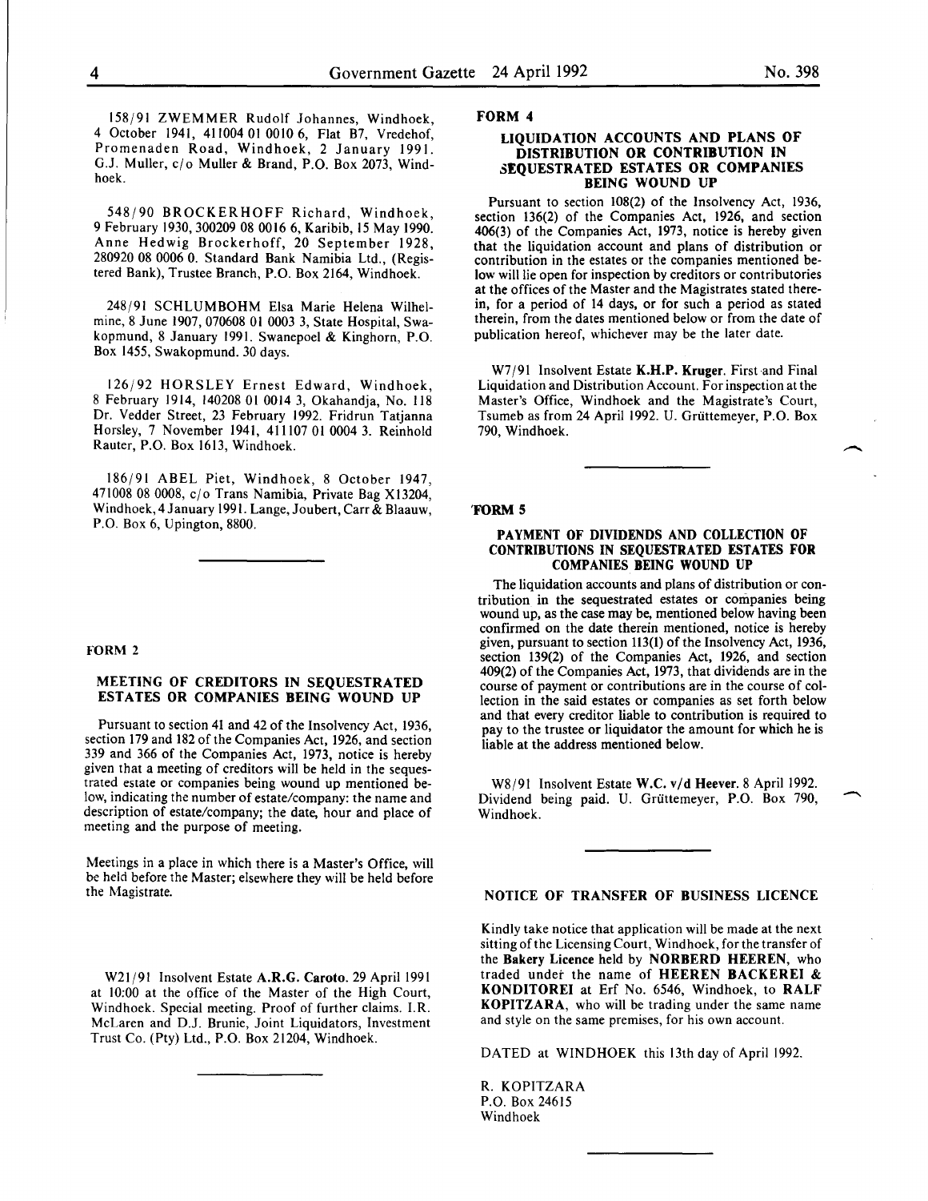158/91 ZWEMMER Rudolf Johannes, Windhoek, 4 October 1941, 411004 01 0010 6, Flat B7, Vredehof, Promenaden Road, Windhoek, 2 January 1991. G.J. Muller, c/o Muller & Brand, P.O. Box 2073, Windhoek.

548/90 BROCKERHOFF Richard, Windhoek, 9 February 1930, 300209 08 0016 6, Karibib, 15 May 1990. Anne Hedwig Brockerhoff, 20 September 1928, 280920 08 0006 0. Standard Bank Namibia Ltd., (Registered Bank), Trustee Branch, P.O. Box 2164, Windhoek.

248/91 SCHLUMBOHM Elsa Marie Helena Wilhelmine, 8 June 1907, 070608 01 0003 3, State Hospital, Swakopmund, 8 January 1991. Swanepoel & Kinghorn, P.O. Box 1455, Swakopmund. 30 days.

126/92 HORSLEY Ernest Edward, Windhoek, 8 February 1914, 140208 01 0014 3, Okahandja, No. 118 Dr. Vedder Street, 23 February 1992. Fridrun Tatjanna Horsley, 7 November 1941, 411107 01 0004 3. Reinhold Rauter, P.O. Box 1613, Windhoek.

186/91 ABEL Piet, Windhoek, 8 October 1947, 471008 08 0008, c/o Trans Namibia, Private Bag X13204, Windhoek, 4 January 1991. Lange, Joubert, Carr & Blaauw, P.O. Box 6, Upington, 8800.

---

### FORM 2

### MEETING OF CREDITORS IN SEQUESTRATED ESTATES OR COMPANIES BEING WOUND UP

Pursuant to section 41 and 42 of the Insolvency Act, 1936, section 179 and 182 of the Companies Act, 1926, and section 339 and 366 of the Companies Act, 1973, notice is hereby given that a meeting of creditors will be held in the sequestrated estate or companies being wound up mentioned below, indicating the number of estate/company: the name and description of estate/company; the date, hour and place of meeting and the purpose of meeting.

Meetings in a place in which there is a Master's Office, will be held before the Master; elsewhere they will be held before the Magistrate.

W21/91 Insolvent Estate **A.R.G. Caroto.** 29 April 1991 at 10:00 at the office of the Master of the High Court, Windhoek. Special meeting. Proof of further claims. I.R. McLaren and D.J. Brunie, Joint Liquidators, Investment Trust Co. (Pty) Ltd., P.O. Box 21204, Windhoek.

---

### FORM 4

### LIQUIDATION ACCOUNTS AND PLANS OF DISTRIBUTION OR CONTRIBUTION IN SEQUESTRATED ESTATES OR COMPANIES BEING WOUND UP

Pursuant to section 108(2) of the Insolvency Act, 1936, section 136(2) of the Companies Act, 1926, and section 406(3) of the Companies Act, 1973, notice is hereby given that the liquidation account and plans of distribution or contribution in the estates or the companies mentioned below will lie open for inspection by creditors or contributories at the offices of the Master and the Magistrates stated therein, for a period of 14 days, or for such a period as stated therein, from the dates mentioned below or from the date of publication hereof, whichever may be the later date.

W7/91 Insolvent Estate **K.H.P. Kruger.** First and Final Liquidation and Distribution Account. For inspection at the Master's Office, Windhoek and the Magistrate's Court, Tsumeb as from 24 April 1992. U. Grüttemeyer, P.O. Box 790, Windhoek.

---

### FORM 5

### PAYMENT OF DIVIDENDS AND COLLECTION OF CONTRIBUTIONS IN SEQUESTRATED ESTATES FOR COMPANIES BEING WOUND UP

The liquidation accounts and plans of distribution or contribution in the sequestrated estates or companies being wound up, as the case may be, mentioned below having been confirmed on the date therein mentioned, notice is hereby given, pursuant to section 113(1) of the Insolvency Act, 1936, section 139(2) of the Companies Act, 1926, and section 409(2) of the Companies Act, 1973, that dividends are in the course of payment or contributions are in the course of collection in the said estates or companies as set forth below and that every creditor liable to contribution is required to pay to the trustee or liquidator the amount for which he is liable at the address mentioned below.

W8/91 Insolvent Estate **W.C. v/d Heever.** 8 April 1992. Dividend being paid. U. Grüttemeyer, P.O. Box 790, Windhoek.

---

### NOTICE OF TRANSFER OF BUSINESS LICENCE

Kindly take notice that application will be made at the next sitting of the Licensing Court, Windhoek, for the transfer of the **Bakery Licence** held by **NORBERD HEEREN**, who traded under the name of **HEEREN BACKEREI & KONDITOREI** at Erf No. 6546, Windhoek, to **RALF KOPITZARA**, who will be trading under the same name and style on the same premises, for his own account.

DATED at WINDHOEK this 13th day of April 1992.

R. KOPITZARA
P.O. Box 24615
Windhoek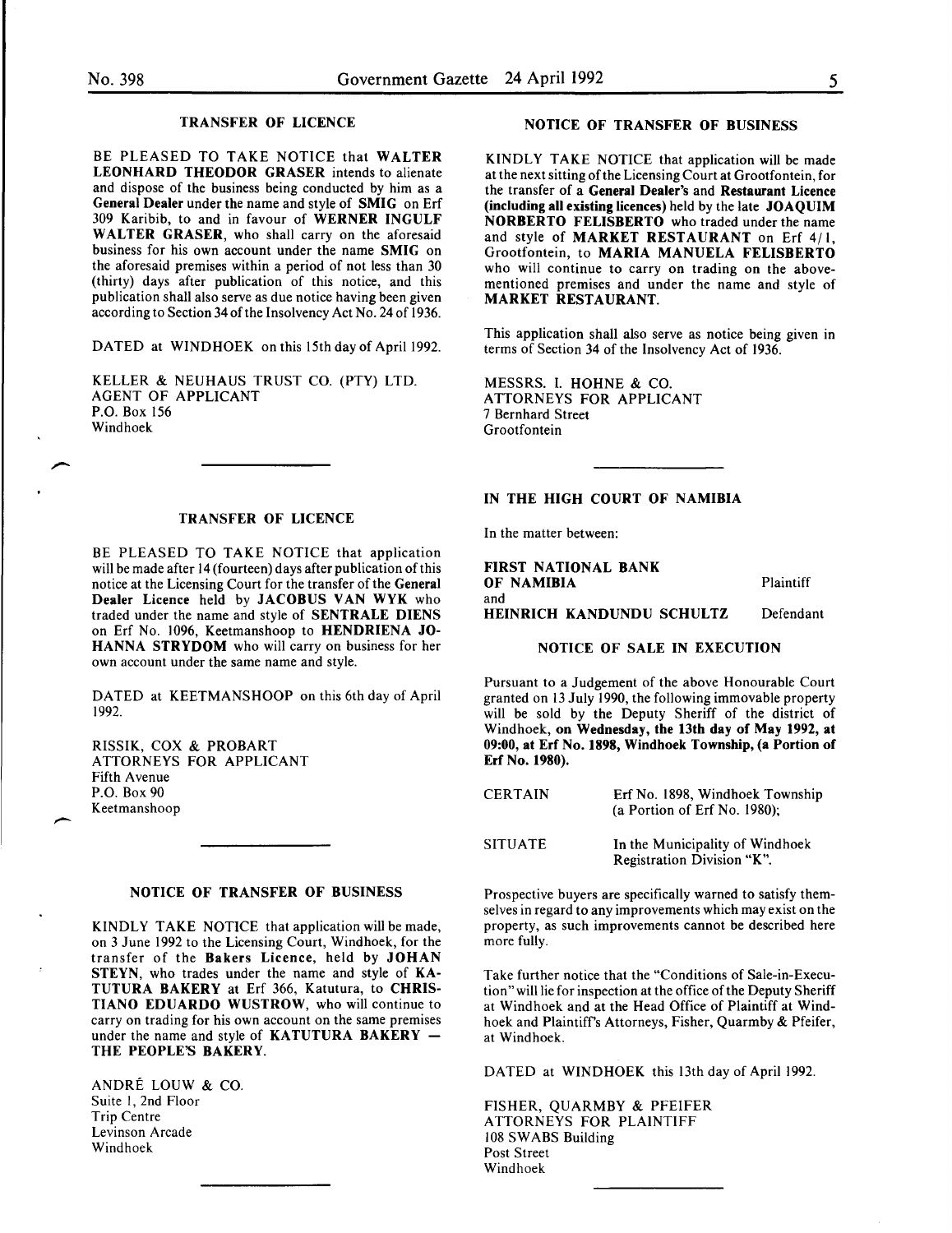### TRANSFER OF LICENCE

BE PLEASED TO TAKE NOTICE that **WALTER LEONHARD THEODOR GRASER** intends to alienate and dispose of the business being conducted by him as a **General Dealer** under the name and style of **SMIG** on Erf 309 Karibib, to and in favour of **WERNER INGULF WALTER GRASER**, who shall carry on the aforesaid business for his own account under the name **SMIG** on the aforesaid premises within a period of not less than 30 (thirty) days after publication of this notice, and this publication shall also serve as due notice having been given according to Section 34 of the Insolvency Act No. 24 of 1936.

DATED at WINDHOEK on this 15th day of April 1992.

KELLER & NEUHAUS TRUST CO. (PTY) LTD.
AGENT OF APPLICANT
P.O. Box 156
Windhoek

### TRANSFER OF LICENCE

BE PLEASED TO TAKE NOTICE that application will be made after 14 (fourteen) days after publication of this notice at the Licensing Court for the transfer of the **General Dealer Licence** held by **JACOBUS VAN WYK** who traded under the name and style of **SENTRALE DIENS** on Erf No. 1096, Keetmanshoop to **HENDRIENA JOHANNA STRYDOM** who will carry on business for her own account under the same name and style.

DATED at KEETMANSHOOP on this 6th day of April 1992.

RISSIK, COX & PROBART
ATTORNEYS FOR APPLICANT
Fifth Avenue
P.O. Box 90
Keetmanshoop

### NOTICE OF TRANSFER OF BUSINESS

KINDLY TAKE NOTICE that application will be made, on 3 June 1992 to the Licensing Court, Windhoek, for the transfer of the **Bakers Licence**, held by **JOHAN STEYN**, who trades under the name and style of **KATUTURA BAKERY** at Erf 366, Katutura, to **CHRISTIANO EDUARDO WUSTROW**, who will continue to carry on trading for his own account on the same premises under the name and style of **KATUTURA BAKERY — THE PEOPLE'S BAKERY**.

ANDRÉ LOUW & CO.
Suite 1, 2nd Floor
Trip Centre
Levinson Arcade
Windhoek

### NOTICE OF TRANSFER OF BUSINESS

KINDLY TAKE NOTICE that application will be made at the next sitting of the Licensing Court at Grootfontein, for the transfer of a **General Dealer's** and **Restaurant Licence (including all existing licences)** held by the late **JOAQUIM NORBERTO FELISBERTO** who traded under the name and style of **MARKET RESTAURANT** on Erf 4/1, Grootfontein, to **MARIA MANUELA FELISBERTO** who will continue to carry on trading on the abovementioned premises and under the name and style of **MARKET RESTAURANT**.

This application shall also serve as notice being given in terms of Section 34 of the Insolvency Act of 1936.

MESSRS. I. HOHNE & CO.
ATTORNEYS FOR APPLICANT
7 Bernhard Street
Grootfontein

### IN THE HIGH COURT OF NAMIBIA

In the matter between:

**FIRST NATIONAL BANK OF NAMIBIA** — Plaintiff

and

**HEINRICH KANDUNDU SCHULTZ** — Defendant

### NOTICE OF SALE IN EXECUTION

Pursuant to a Judgement of the above Honourable Court granted on 13 July 1990, the following immovable property will be sold by the Deputy Sheriff of the district of Windhoek, **on Wednesday, the 13th day of May 1992, at 09:00, at Erf No. 1898, Windhoek Township, (a Portion of Erf No. 1980).**

CERTAIN: Erf No. 1898, Windhoek Township (a Portion of Erf No. 1980);

SITUATE: In the Municipality of Windhoek Registration Division "K".

Prospective buyers are specifically warned to satisfy themselves in regard to any improvements which may exist on the property, as such improvements cannot be described here more fully.

Take further notice that the "Conditions of Sale-in-Execution" will lie for inspection at the office of the Deputy Sheriff at Windhoek and at the Head Office of Plaintiff at Windhoek and Plaintiff's Attorneys, Fisher, Quarmby & Pfeifer, at Windhoek.

DATED at WINDHOEK this 13th day of April 1992.

FISHER, QUARMBY & PFEIFER
ATTORNEYS FOR PLAINTIFF
108 SWABS Building
Post Street
Windhoek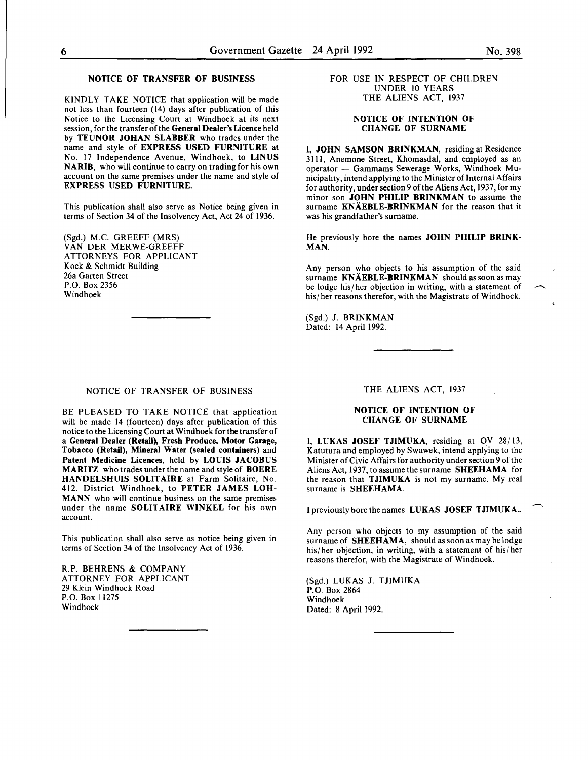## NOTICE OF TRANSFER OF BUSINESS

KINDLY TAKE NOTICE that application will be made not less than fourteen (14) days after publication of this Notice to the Licensing Court at Windhoek at its next session, for the transfer of the **General Dealer's Licence** held by **TEUNOR JOHAN SLABBER** who trades under the name and style of **EXPRESS USED FURNITURE** at No. 17 Independence Avenue, Windhoek, to **LINUS NARIB**, who will continue to carry on trading for his own account on the same premises under the name and style of **EXPRESS USED FURNITURE.**

This publication shall also serve as Notice being given in terms of Section 34 of the Insolvency Act, Act 24 of 1936.

(Sgd.) M.C. GREEFF (MRS)
VAN DER MERWE-GREEFF
ATTORNEYS FOR APPLICANT
Kock & Schmidt Building
26a Garten Street
P.O. Box 2356
Windhoek

---

FOR USE IN RESPECT OF CHILDREN UNDER 10 YEARS
THE ALIENS ACT, 1937

## NOTICE OF INTENTION OF CHANGE OF SURNAME

I, **JOHN SAMSON BRINKMAN**, residing at Residence 3111, Anemone Street, Khomasdal, and employed as an operator — Gammams Sewerage Works, Windhoek Municipality, intend applying to the Minister of Internal Affairs for authority, under section 9 of the Aliens Act, 1937, for my minor son **JOHN PHILIP BRINKMAN** to assume the surname **KNÄEBLE-BRINKMAN** for the reason that it was his grandfather's surname.

He previously bore the names **JOHN PHILIP BRINKMAN.**

Any person who objects to his assumption of the said surname **KNÄEBLE-BRINKMAN** should as soon as may be lodge his/her objection in writing, with a statement of his/her reasons therefor, with the Magistrate of Windhoek.

(Sgd.) J. BRINKMAN
Dated: 14 April 1992.

---

## NOTICE OF TRANSFER OF BUSINESS

BE PLEASED TO TAKE NOTICE that application will be made 14 (fourteen) days after publication of this notice to the Licensing Court at Windhoek for the transfer of a **General Dealer (Retail), Fresh Produce, Motor Garage, Tobacco (Retail), Mineral Water (sealed containers)** and **Patent Medicine Licences**, held by **LOUIS JACOBUS MARITZ** who trades under the name and style of **BOERE HANDELSHUIS SOLITAIRE** at Farm Solitaire, No. 412, District Windhoek, to **PETER JAMES LOHMANN** who will continue business on the same premises under the name **SOLITAIRE WINKEL** for his own account.

This publication shall also serve as notice being given in terms of Section 34 of the Insolvency Act of 1936.

R.P. BEHRENS & COMPANY
ATTORNEY FOR APPLICANT
29 Klein Windhoek Road
P.O. Box 11275
Windhoek

---

THE ALIENS ACT, 1937

## NOTICE OF INTENTION OF CHANGE OF SURNAME

I, **LUKAS JOSEF TJIMUKA**, residing at OV 28/13, Katutura and employed by Swawek, intend applying to the Minister of Civic Affairs for authority under section 9 of the Aliens Act, 1937, to assume the surname **SHEEHAMA** for the reason that **TJIMUKA** is not my surname. My real surname is **SHEEHAMA**.

I previously bore the names **LUKAS JOSEF TJIMUKA.**.

Any person who objects to my assumption of the said surname of **SHEEHAMA**, should as soon as may be lodge his/her objection, in writing, with a statement of his/her reasons therefor, with the Magistrate of Windhoek.

(Sgd.) LUKAS J. TJIMUKA
P.O. Box 2864
Windhoek
Dated: 8 April 1992.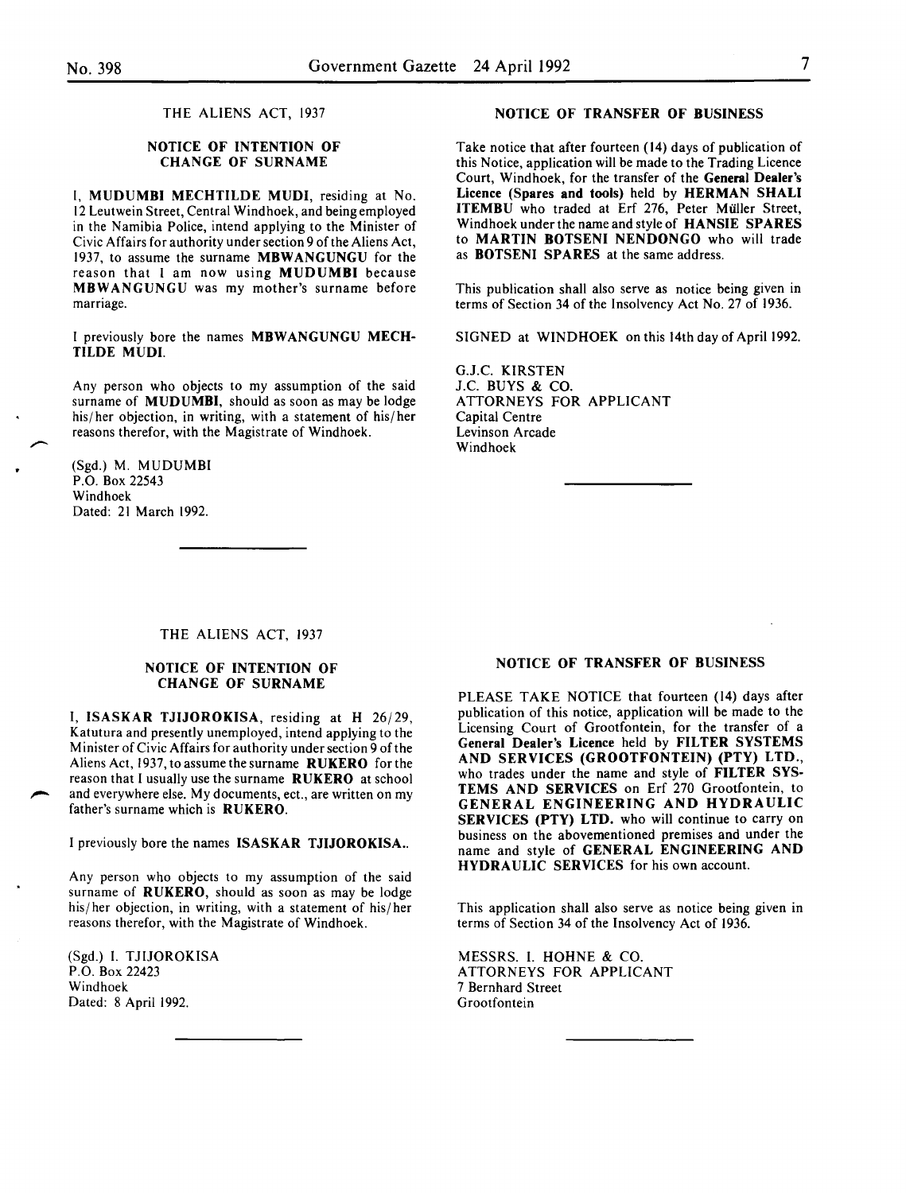THE ALIENS ACT, 1937

**NOTICE OF INTENTION OF CHANGE OF SURNAME**

I, **MUDUMBI MECHTILDE MUDI**, residing at No. 12 Leutwein Street, Central Windhoek, and being employed in the Namibia Police, intend applying to the Minister of Civic Affairs for authority under section 9 of the Aliens Act, 1937, to assume the surname **MBWANGUNGU** for the reason that I am now using **MUDUMBI** because **MBWANGUNGU** was my mother's surname before marriage.

I previously bore the names **MBWANGUNGU MECHTILDE MUDI.**

Any person who objects to my assumption of the said surname of **MUDUMBI**, should as soon as may be lodge his/her objection, in writing, with a statement of his/her reasons therefor, with the Magistrate of Windhoek.

(Sgd.) M. MUDUMBI
P.O. Box 22543
Windhoek
Dated: 21 March 1992.

---

**NOTICE OF TRANSFER OF BUSINESS**

Take notice that after fourteen (14) days of publication of this Notice, application will be made to the Trading Licence Court, Windhoek, for the transfer of the **General Dealer's Licence (Spares and tools)** held by **HERMAN SHALI ITEMBU** who traded at Erf 276, Peter Müller Street, Windhoek under the name and style of **HANSIE SPARES** to **MARTIN BOTSENI NENDONGO** who will trade as **BOTSENI SPARES** at the same address.

This publication shall also serve as notice being given in terms of Section 34 of the Insolvency Act No. 27 of 1936.

SIGNED at WINDHOEK on this 14th day of April 1992.

G.J.C. KIRSTEN
J.C. BUYS & CO.
ATTORNEYS FOR APPLICANT
Capital Centre
Levinson Arcade
Windhoek

---

THE ALIENS ACT, 1937

**NOTICE OF INTENTION OF CHANGE OF SURNAME**

I, **ISASKAR TJIJOROKISA**, residing at H 26/29, Katutura and presently unemployed, intend applying to the Minister of Civic Affairs for authority under section 9 of the Aliens Act, 1937, to assume the surname **RUKERO** for the reason that I usually use the surname **RUKERO** at school and everywhere else. My documents, ect., are written on my father's surname which is **RUKERO**.

I previously bore the names **ISASKAR TJIJOROKISA.**.

Any person who objects to my assumption of the said surname of **RUKERO**, should as soon as may be lodge his/her objection, in writing, with a statement of his/her reasons therefor, with the Magistrate of Windhoek.

(Sgd.) I. TJIJOROKISA
P.O. Box 22423
Windhoek
Dated: 8 April 1992.

---

**NOTICE OF TRANSFER OF BUSINESS**

PLEASE TAKE NOTICE that fourteen (14) days after publication of this notice, application will be made to the Licensing Court of Grootfontein, for the transfer of a **General Dealer's Licence** held by **FILTER SYSTEMS AND SERVICES (GROOTFONTEIN) (PTY) LTD.**, who trades under the name and style of **FILTER SYSTEMS AND SERVICES** on Erf 270 Grootfontein, to **GENERAL ENGINEERING AND HYDRAULIC SERVICES (PTY) LTD.** who will continue to carry on business on the abovementioned premises and under the name and style of **GENERAL ENGINEERING AND HYDRAULIC SERVICES** for his own account.

This application shall also serve as notice being given in terms of Section 34 of the Insolvency Act of 1936.

MESSRS. I. HOHNE & CO.
ATTORNEYS FOR APPLICANT
7 Bernhard Street
Grootfontein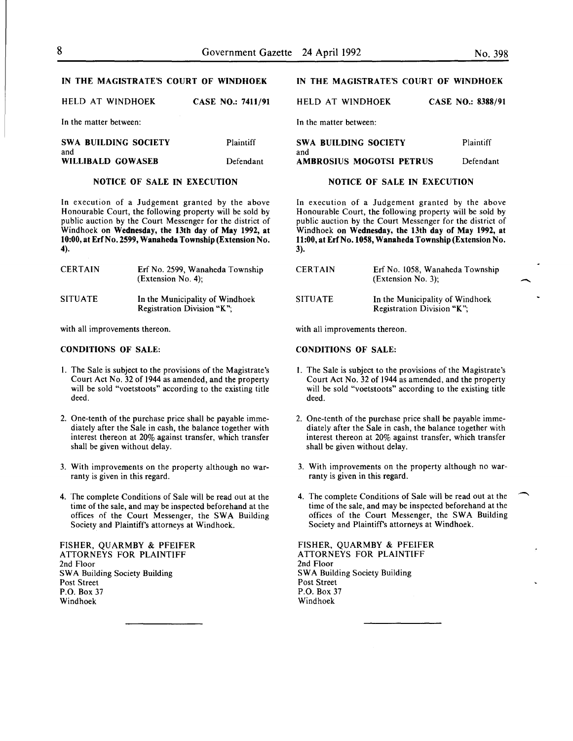## IN THE MAGISTRATE'S COURT OF WINDHOEK

HELD AT WINDHOEK — CASE NO.: 7411/91

In the matter between:

**SWA BUILDING SOCIETY** — Plaintiff

and

**WILLIBALD GOWASEB** — Defendant

### NOTICE OF SALE IN EXECUTION

In execution of a Judgement granted by the above Honourable Court, the following property will be sold by public auction by the Court Messenger for the district of Windhoek **on Wednesday, the 13th day of May 1992, at 10:00, at Erf No. 2599, Wanaheda Township (Extension No. 4).**

| | |
|---|---|
| CERTAIN | Erf No. 2599, Wanaheda Township (Extension No. 4); |
| SITUATE | In the Municipality of Windhoek Registration Division "K"; |

with all improvements thereon.

**CONDITIONS OF SALE:**

1. The Sale is subject to the provisions of the Magistrate's Court Act No. 32 of 1944 as amended, and the property will be sold "voetstoots" according to the existing title deed.
2. One-tenth of the purchase price shall be payable immediately after the Sale in cash, the balance together with interest thereon at 20% against transfer, which transfer shall be given without delay.
3. With improvements on the property although no warranty is given in this regard.
4. The complete Conditions of Sale will be read out at the time of the sale, and may be inspected beforehand at the offices of the Court Messenger, the SWA Building Society and Plaintiff's attorneys at Windhoek.

FISHER, QUARMBY & PFEIFER
ATTORNEYS FOR PLAINTIFF
2nd Floor
SWA Building Society Building
Post Street
P.O. Box 37
Windhoek

---

## IN THE MAGISTRATE'S COURT OF WINDHOEK

HELD AT WINDHOEK — CASE NO.: 8388/91

In the matter between:

**SWA BUILDING SOCIETY** — Plaintiff

and

**AMBROSIUS MOGOTSI PETRUS** — Defendant

### NOTICE OF SALE IN EXECUTION

In execution of a Judgement granted by the above Honourable Court, the following property will be sold by public auction by the Court Messenger for the district of Windhoek **on Wednesday, the 13th day of May 1992, at 11:00, at Erf No. 1058, Wanaheda Township (Extension No. 3).**

| | |
|---|---|
| CERTAIN | Erf No. 1058, Wanaheda Township (Extension No. 3); |
| SITUATE | In the Municipality of Windhoek Registration Division "K"; |

with all improvements thereon.

**CONDITIONS OF SALE:**

1. The Sale is subject to the provisions of the Magistrate's Court Act No. 32 of 1944 as amended, and the property will be sold "voetstoots" according to the existing title deed.
2. One-tenth of the purchase price shall be payable immediately after the Sale in cash, the balance together with interest thereon at 20% against transfer, which transfer shall be given without delay.
3. With improvements on the property although no warranty is given in this regard.
4. The complete Conditions of Sale will be read out at the time of the sale, and may be inspected beforehand at the offices of the Court Messenger, the SWA Building Society and Plaintiff's attorneys at Windhoek.

FISHER, QUARMBY & PFEIFER
ATTORNEYS FOR PLAINTIFF
2nd Floor
SWA Building Society Building
Post Street
P.O. Box 37
Windhoek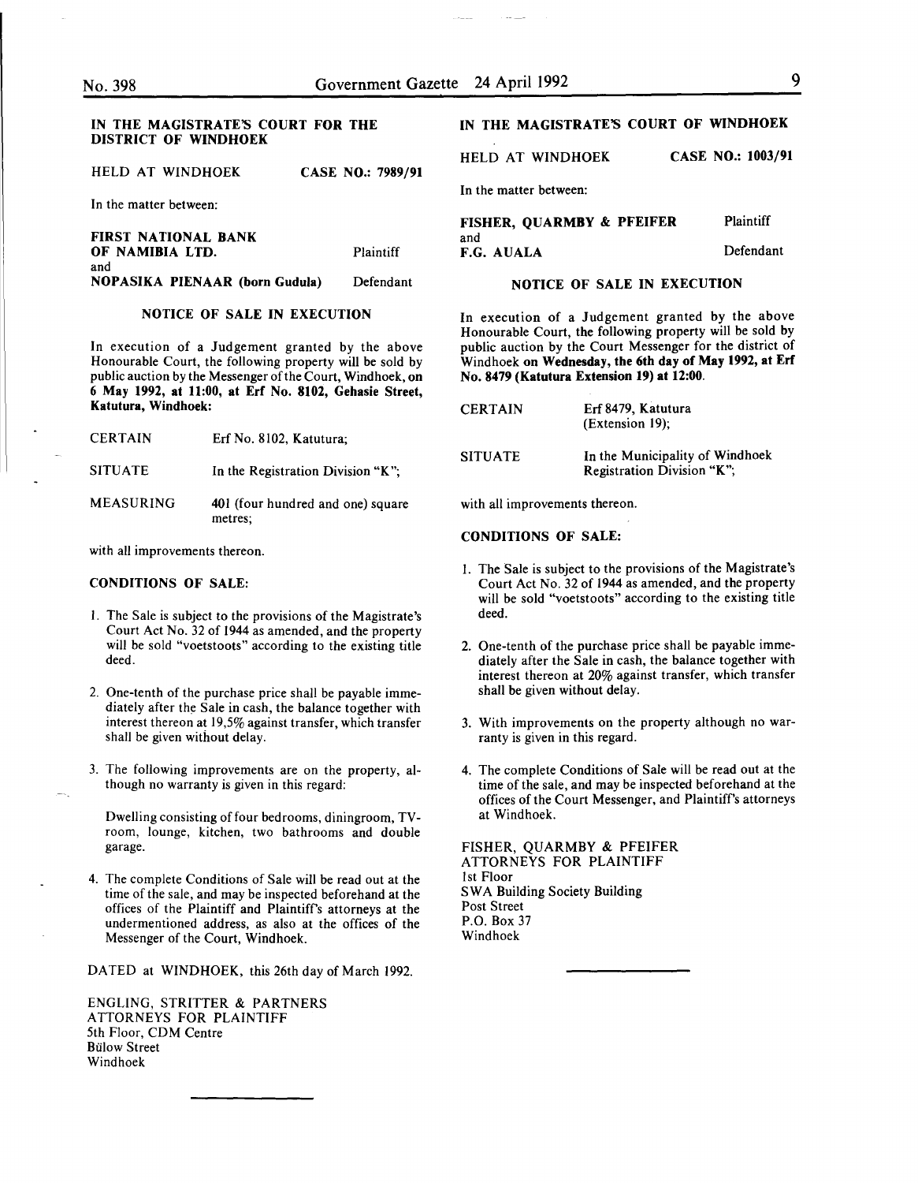**IN THE MAGISTRATE'S COURT FOR THE DISTRICT OF WINDHOEK**

HELD AT WINDHOEK **CASE NO.: 7989/91**

In the matter between:

**FIRST NATIONAL BANK OF NAMIBIA LTD.** Plaintiff

and

**NOPASIKA PIENAAR (born Gudula)** Defendant

**NOTICE OF SALE IN EXECUTION**

In execution of a Judgement granted by the above Honourable Court, the following property will be sold by public auction by the Messenger of the Court, Windhoek, on **6 May 1992, at 11:00, at Erf No. 8102, Gehasie Street, Katutura, Windhoek:**

| | |
|---|---|
| CERTAIN | Erf No. 8102, Katutura; |
| SITUATE | In the Registration Division "K"; |
| MEASURING | 401 (four hundred and one) square metres; |

with all improvements thereon.

**CONDITIONS OF SALE:**

1. The Sale is subject to the provisions of the Magistrate's Court Act No. 32 of 1944 as amended, and the property will be sold "voetstoots" according to the existing title deed.

2. One-tenth of the purchase price shall be payable immediately after the Sale in cash, the balance together with interest thereon at 19,5% against transfer, which transfer shall be given without delay.

3. The following improvements are on the property, although no warranty is given in this regard:

   Dwelling consisting of four bedrooms, diningroom, TV-room, lounge, kitchen, two bathrooms and double garage.

4. The complete Conditions of Sale will be read out at the time of the sale, and may be inspected beforehand at the offices of the Plaintiff and Plaintiff's attorneys at the undermentioned address, as also at the offices of the Messenger of the Court, Windhoek.

DATED at WINDHOEK, this 26th day of March 1992.

ENGLING, STRITTER & PARTNERS
ATTORNEYS FOR PLAINTIFF
5th Floor, CDM Centre
Bülow Street
Windhoek

---

**IN THE MAGISTRATE'S COURT OF WINDHOEK**

HELD AT WINDHOEK **CASE NO.: 1003/91**

In the matter between:

**FISHER, QUARMBY & PFEIFER** Plaintiff

and

**F.G. AUALA** Defendant

**NOTICE OF SALE IN EXECUTION**

In execution of a Judgement granted by the above Honourable Court, the following property will be sold by public auction by the Court Messenger for the district of Windhoek **on Wednesday, the 6th day of May 1992, at Erf No. 8479 (Katutura Extension 19) at 12:00.**

| | |
|---|---|
| CERTAIN | Erf 8479, Katutura (Extension 19); |
| SITUATE | In the Municipality of Windhoek Registration Division "K"; |

with all improvements thereon.

**CONDITIONS OF SALE:**

1. The Sale is subject to the provisions of the Magistrate's Court Act No. 32 of 1944 as amended, and the property will be sold "voetstoots" according to the existing title deed.

2. One-tenth of the purchase price shall be payable immediately after the Sale in cash, the balance together with interest thereon at 20% against transfer, which transfer shall be given without delay.

3. With improvements on the property although no warranty is given in this regard.

4. The complete Conditions of Sale will be read out at the time of the sale, and may be inspected beforehand at the offices of the Court Messenger, and Plaintiff's attorneys at Windhoek.

FISHER, QUARMBY & PFEIFER
ATTORNEYS FOR PLAINTIFF
1st Floor
SWA Building Society Building
Post Street
P.O. Box 37
Windhoek